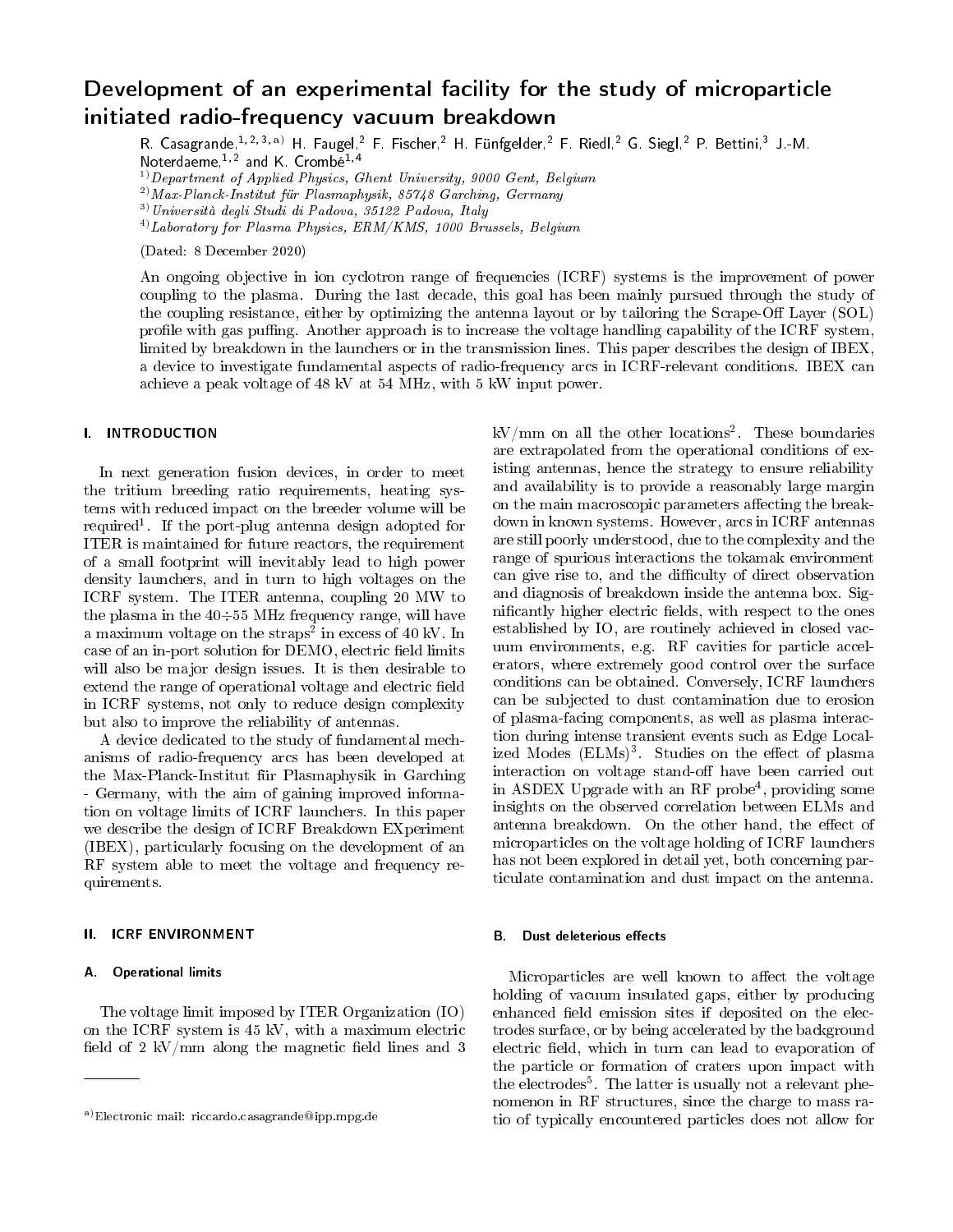# Development of an experimental facility for the study of microparticle initiated radio-frequency vacuum breakdown

R. Casagrande,[1,2,3,a] H. Faugel,[2] F. Fischer,[2] H. Fünfgelder,[2] F. Riedl,[2] G. Siegl,[2] P. Bettini,[3] J.-M. Noterdaeme,[1,2] and K. Crombé[1,4]

[1] *Department of Applied Physics, Ghent University, 9000 Gent, Belgium*
[2] *Max-Planck-Institut für Plasmaphysik, 85748 Garching, Germany*
[3] *Università degli Studi di Padova, 35122 Padova, Italy*
[4] *Laboratory for Plasma Physics, ERM/KMS, 1000 Brussels, Belgium*

(Dated: 8 December 2020)

An ongoing objective in ion cyclotron range of frequencies (ICRF) systems is the improvement of power coupling to the plasma. During the last decade, this goal has been mainly pursued through the study of the coupling resistance, either by optimizing the antenna layout or by tailoring the Scrape-Off Layer (SOL) profile with gas puffing. Another approach is to increase the voltage handling capability of the ICRF system, limited by breakdown in the launchers or in the transmission lines. This paper describes the design of IBEX, a device to investigate fundamental aspects of radio-frequency arcs in ICRF-relevant conditions. IBEX can achieve a peak voltage of 48 kV at 54 MHz, with 5 kW input power.

## I. INTRODUCTION

In next generation fusion devices, in order to meet the tritium breeding ratio requirements, heating systems with reduced impact on the breeder volume will be required[1]. If the port-plug antenna design adopted for ITER is maintained for future reactors, the requirement of a small footprint will inevitably lead to high power density launchers, and in turn to high voltages on the ICRF system. The ITER antenna, coupling 20 MW to the plasma in the 40÷55 MHz frequency range, will have a maximum voltage on the straps[2] in excess of 40 kV. In case of an in-port solution for DEMO, electric field limits will also be major design issues. It is then desirable to extend the range of operational voltage and electric field in ICRF systems, not only to reduce design complexity but also to improve the reliability of antennas.

A device dedicated to the study of fundamental mechanisms of radio-frequency arcs has been developed at the Max-Planck-Institut für Plasmaphysik in Garching - Germany, with the aim of gaining improved information on voltage limits of ICRF launchers. In this paper we describe the design of ICRF Breakdown EXperiment (IBEX), particularly focusing on the development of an RF system able to meet the voltage and frequency requirements.

## II. ICRF ENVIRONMENT

### A. Operational limits

The voltage limit imposed by ITER Organization (IO) on the ICRF system is 45 kV, with a maximum electric field of 2 kV/mm along the magnetic field lines and 3 kV/mm on all the other locations[2]. These boundaries are extrapolated from the operational conditions of existing antennas, hence the strategy to ensure reliability and availability is to provide a reasonably large margin on the main macroscopic parameters affecting the breakdown in known systems. However, arcs in ICRF antennas are still poorly understood, due to the complexity and the range of spurious interactions the tokamak environment can give rise to, and the difficulty of direct observation and diagnosis of breakdown inside the antenna box. Significantly higher electric fields, with respect to the ones established by IO, are routinely achieved in closed vacuum environments, e.g. RF cavities for particle accelerators, where extremely good control over the surface conditions can be obtained. Conversely, ICRF launchers can be subjected to dust contamination due to erosion of plasma-facing components, as well as plasma interaction during intense transient events such as Edge Localized Modes (ELMs)[3]. Studies on the effect of plasma interaction on voltage stand-off have been carried out in ASDEX Upgrade with an RF probe[4], providing some insights on the observed correlation between ELMs and antenna breakdown. On the other hand, the effect of microparticles on the voltage holding of ICRF launchers has not been explored in detail yet, both concerning particulate contamination and dust impact on the antenna.

### B. Dust deleterious effects

Microparticles are well known to affect the voltage holding of vacuum insulated gaps, either by producing enhanced field emission sites if deposited on the electrodes surface, or by being accelerated by the background electric field, which in turn can lead to evaporation of the particle or formation of craters upon impact with the electrodes[5]. The latter is usually not a relevant phenomenon in RF structures, since the charge to mass ratio of typically encountered particles does not allow for

[a] Electronic mail: riccardo.casagrande@ipp.mpg.de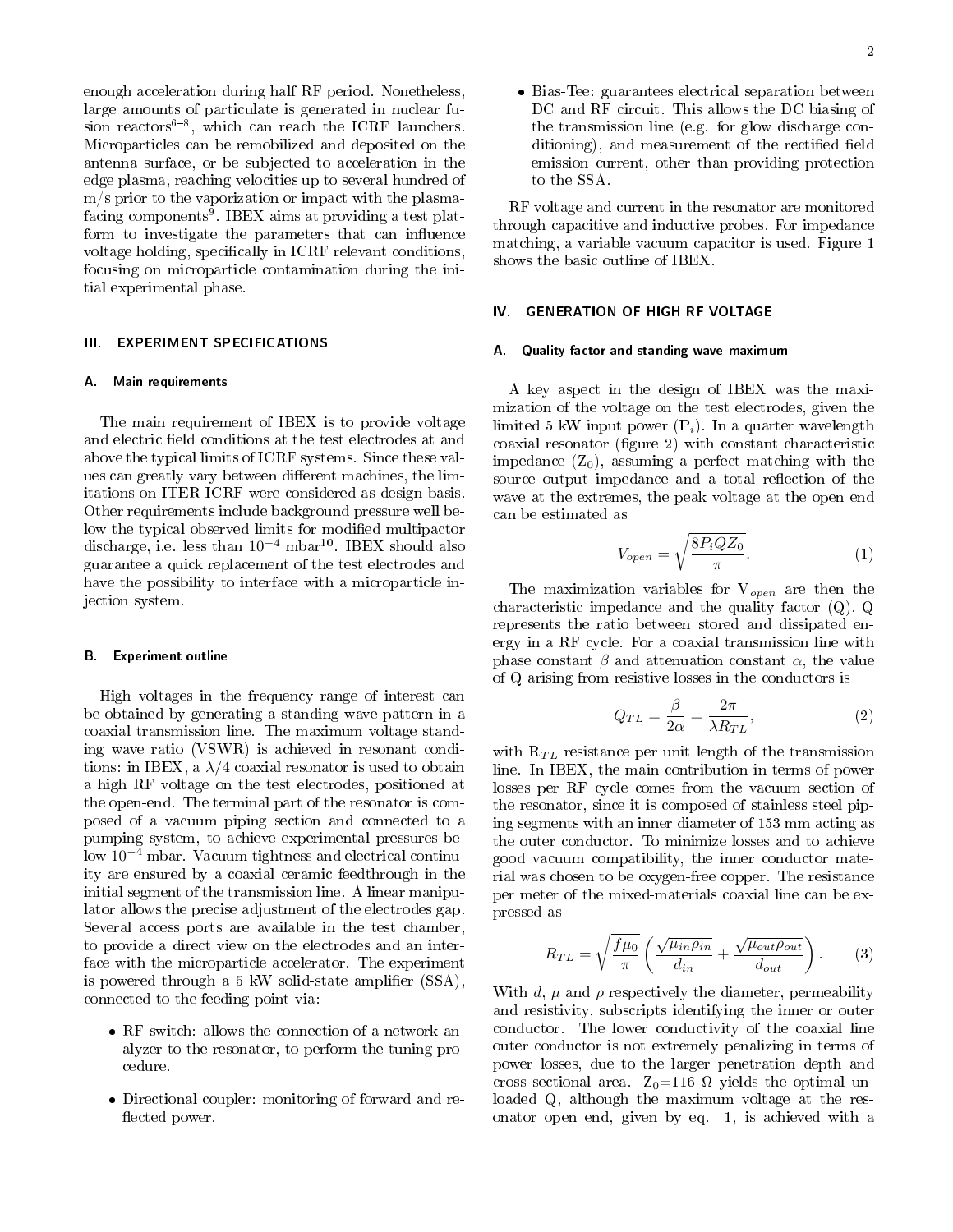enough acceleration during half RF period. Nonetheless, large amounts of particulate is generated in nuclear fusion reactors[6–8], which can reach the ICRF launchers. Microparticles can be remobilized and deposited on the antenna surface, or be subjected to acceleration in the edge plasma, reaching velocities up to several hundred of m/s prior to the vaporization or impact with the plasma-facing components[9]. IBEX aims at providing a test platform to investigate the parameters that can influence voltage holding, specifically in ICRF relevant conditions, focusing on microparticle contamination during the initial experimental phase.

## III. EXPERIMENT SPECIFICATIONS

### A. Main requirements

The main requirement of IBEX is to provide voltage and electric field conditions at the test electrodes at and above the typical limits of ICRF systems. Since these values can greatly vary between different machines, the limitations on ITER ICRF were considered as design basis. Other requirements include background pressure well below the typical observed limits for modified multipactor discharge, i.e. less than $10^{-4}$ mbar[10]. IBEX should also guarantee a quick replacement of the test electrodes and have the possibility to interface with a microparticle injection system.

### B. Experiment outline

High voltages in the frequency range of interest can be obtained by generating a standing wave pattern in a coaxial transmission line. The maximum voltage standing wave ratio (VSWR) is achieved in resonant conditions: in IBEX, a $\lambda/4$ coaxial resonator is used to obtain a high RF voltage on the test electrodes, positioned at the open-end. The terminal part of the resonator is composed of a vacuum piping section and connected to a pumping system, to achieve experimental pressures below $10^{-4}$ mbar. Vacuum tightness and electrical continuity are ensured by a coaxial ceramic feedthrough in the initial segment of the transmission line. A linear manipulator allows the precise adjustment of the electrodes gap. Several access ports are available in the test chamber, to provide a direct view on the electrodes and an interface with the microparticle accelerator. The experiment is powered through a 5 kW solid-state amplifier (SSA), connected to the feeding point via:

- RF switch: allows the connection of a network analyzer to the resonator, to perform the tuning procedure.
- Directional coupler: monitoring of forward and reflected power.
- Bias-Tee: guarantees electrical separation between DC and RF circuit. This allows the DC biasing of the transmission line (e.g. for glow discharge conditioning), and measurement of the rectified field emission current, other than providing protection to the SSA.

RF voltage and current in the resonator are monitored through capacitive and inductive probes. For impedance matching, a variable vacuum capacitor is used. Figure 1 shows the basic outline of IBEX.

## IV. GENERATION OF HIGH RF VOLTAGE

### A. Quality factor and standing wave maximum

A key aspect in the design of IBEX was the maximization of the voltage on the test electrodes, given the limited 5 kW input power ($P_i$). In a quarter wavelength coaxial resonator (figure 2) with constant characteristic impedance ($Z_0$), assuming a perfect matching with the source output impedance and a total reflection of the wave at the extremes, the peak voltage at the open end can be estimated as

$$V_{open} = \sqrt{\frac{8P_iQZ_0}{\pi}}. \quad (1)$$

The maximization variables for $V_{open}$ are then the characteristic impedance and the quality factor (Q). Q represents the ratio between stored and dissipated energy in a RF cycle. For a coaxial transmission line with phase constant $\beta$ and attenuation constant $\alpha$, the value of Q arising from resistive losses in the conductors is

$$Q_{TL} = \frac{\beta}{2\alpha} = \frac{2\pi}{\lambda R_{TL}}, \quad (2)$$

with $R_{TL}$ resistance per unit length of the transmission line. In IBEX, the main contribution in terms of power losses per RF cycle comes from the vacuum section of the resonator, since it is composed of stainless steel piping segments with an inner diameter of 153 mm acting as the outer conductor. To minimize losses and to achieve good vacuum compatibility, the inner conductor material was chosen to be oxygen-free copper. The resistance per meter of the mixed-materials coaxial line can be expressed as

$$R_{TL} = \sqrt{\frac{f\mu_0}{\pi}} \left( \frac{\sqrt{\mu_{in}\rho_{in}}}{d_{in}} + \frac{\sqrt{\mu_{out}\rho_{out}}}{d_{out}} \right). \quad (3)$$

With $d$, $\mu$ and $\rho$ respectively the diameter, permeability and resistivity, subscripts identifying the inner or outer conductor. The lower conductivity of the coaxial line outer conductor is not extremely penalizing in terms of power losses, due to the larger penetration depth and cross sectional area. $Z_0$=116 Ω yields the optimal unloaded Q, although the maximum voltage at the resonator open end, given by eq. 1, is achieved with a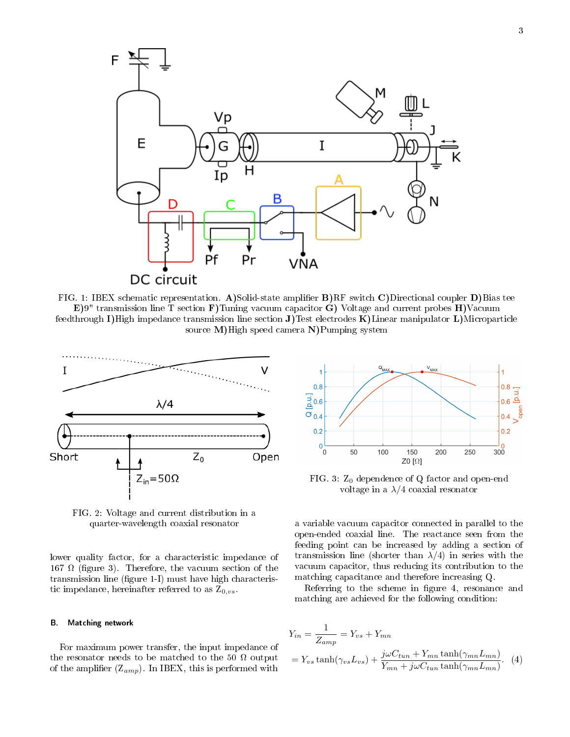FIG. 1: IBEX schematic representation. **A)**Solid-state amplifier **B)**RF switch **C)**Directional coupler **D)**Bias tee **E)**9" transmission line T section **F)**Tuning vacuum capacitor **G)** Voltage and current probes **H)**Vacuum feedthrough **I)**High impedance transmission line section **J)**Test electrodes **K)**Linear manipulator **L)**Microparticle source **M)**High speed camera **N)**Pumping system

FIG. 2: Voltage and current distribution in a quarter-wavelength coaxial resonator

FIG. 3: $Z_0$ dependence of Q factor and open-end voltage in a $\lambda/4$ coaxial resonator

lower quality factor, for a characteristic impedance of 167 Ω (figure 3). Therefore, the vacuum section of the transmission line (figure 1-I) must have high characteristic impedance, hereinafter referred to as $Z_{0,vs}$.

### B. Matching network

For maximum power transfer, the input impedance of the resonator needs to be matched to the 50 Ω output of the amplifier ($Z_{amp}$). In IBEX, this is performed with a variable vacuum capacitor connected in parallel to the open-ended coaxial line. The reactance seen from the feeding point can be increased by adding a section of transmission line (shorter than $\lambda/4$) in series with the vacuum capacitor, thus reducing its contribution to the matching capacitance and therefore increasing Q.

Referring to the scheme in figure 4, resonance and matching are achieved for the following condition:

$$Y_{in} = \frac{1}{Z_{amp}} = Y_{vs} + Y_{mn}$$

$$= Y_{vs}\tanh(\gamma_{vs}L_{vs}) + \frac{j\omega C_{tun} + Y_{mn}\tanh(\gamma_{mn}L_{mn})}{Y_{mn} + j\omega C_{tun}\tanh(\gamma_{mn}L_{mn})}. \quad (4)$$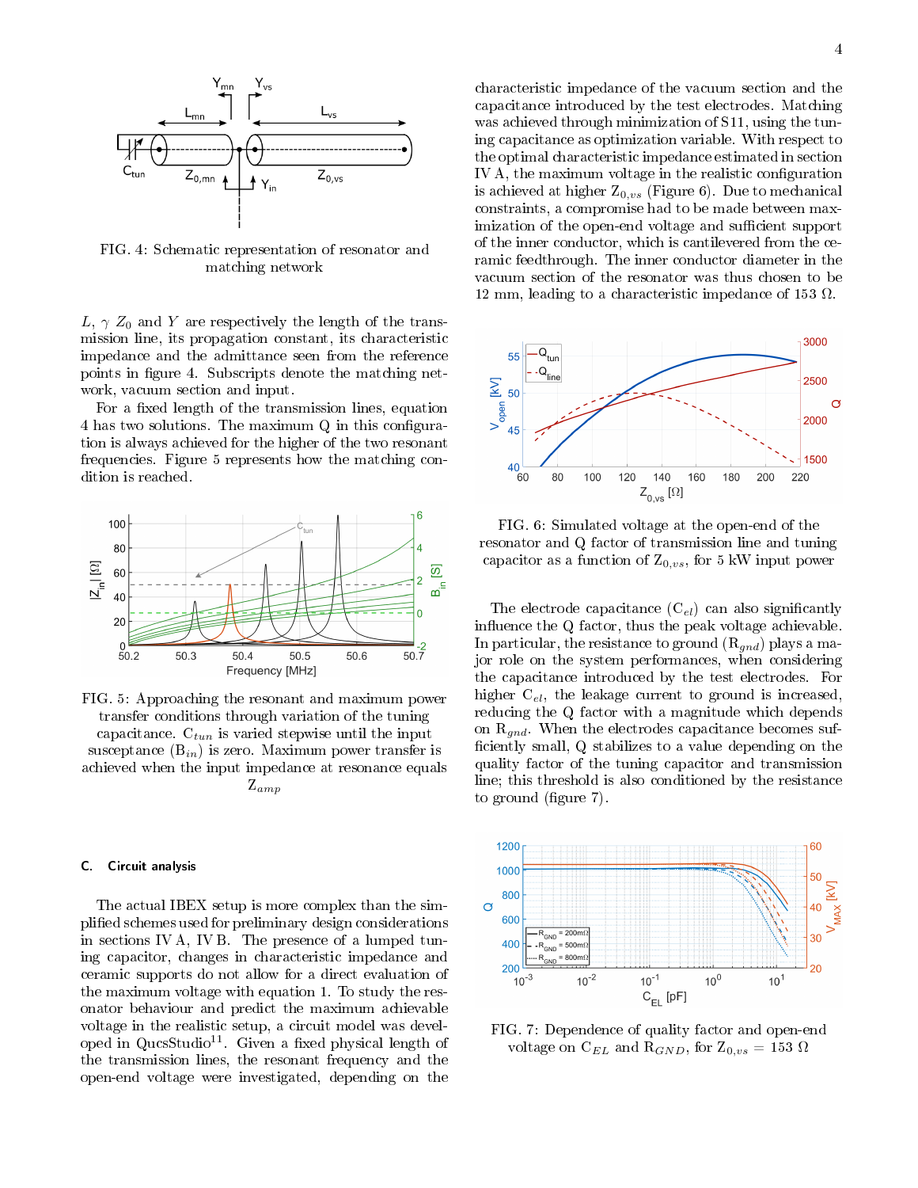FIG. 4: Schematic representation of resonator and matching network

$L$, $\gamma$ $Z_0$ and $Y$ are respectively the length of the transmission line, its propagation constant, its characteristic impedance and the admittance seen from the reference points in figure 4. Subscripts denote the matching network, vacuum section and input.

For a fixed length of the transmission lines, equation 4 has two solutions. The maximum Q in this configuration is always achieved for the higher of the two resonant frequencies. Figure 5 represents how the matching condition is reached.

FIG. 5: Approaching the resonant and maximum power transfer conditions through variation of the tuning capacitance. $C_{tun}$ is varied stepwise until the input susceptance ($B_{in}$) is zero. Maximum power transfer is achieved when the input impedance at resonance equals $Z_{amp}$

### C. Circuit analysis

The actual IBEX setup is more complex than the simplified schemes used for preliminary design considerations in sections IV A, IV B. The presence of a lumped tuning capacitor, changes in characteristic impedance and ceramic supports do not allow for a direct evaluation of the maximum voltage with equation 1. To study the resonator behaviour and predict the maximum achievable voltage in the realistic setup, a circuit model was developed in QucsStudio[11]. Given a fixed physical length of the transmission lines, the resonant frequency and the open-end voltage were investigated, depending on the characteristic impedance of the vacuum section and the capacitance introduced by the test electrodes. Matching was achieved through minimization of S11, using the tuning capacitance as optimization variable. With respect to the optimal characteristic impedance estimated in section IV A, the maximum voltage in the realistic configuration is achieved at higher $Z_{0,vs}$ (Figure 6). Due to mechanical constraints, a compromise had to be made between maximization of the open-end voltage and sufficient support of the inner conductor, which is cantilevered from the ceramic feedthrough. The inner conductor diameter in the vacuum section of the resonator was thus chosen to be 12 mm, leading to a characteristic impedance of 153 Ω.

FIG. 6: Simulated voltage at the open-end of the resonator and Q factor of transmission line and tuning capacitor as a function of $Z_{0,vs}$, for 5 kW input power

The electrode capacitance ($C_{el}$) can also significantly influence the Q factor, thus the peak voltage achievable. In particular, the resistance to ground ($R_{gnd}$) plays a major role on the system performances, when considering the capacitance introduced by the test electrodes. For higher $C_{el}$, the leakage current to ground is increased, reducing the Q factor with a magnitude which depends on $R_{gnd}$. When the electrodes capacitance becomes sufficiently small, Q stabilizes to a value depending on the quality factor of the tuning capacitor and transmission line; this threshold is also conditioned by the resistance to ground (figure 7).

FIG. 7: Dependence of quality factor and open-end voltage on $C_{EL}$ and $R_{GND}$, for $Z_{0,vs}$ = 153 Ω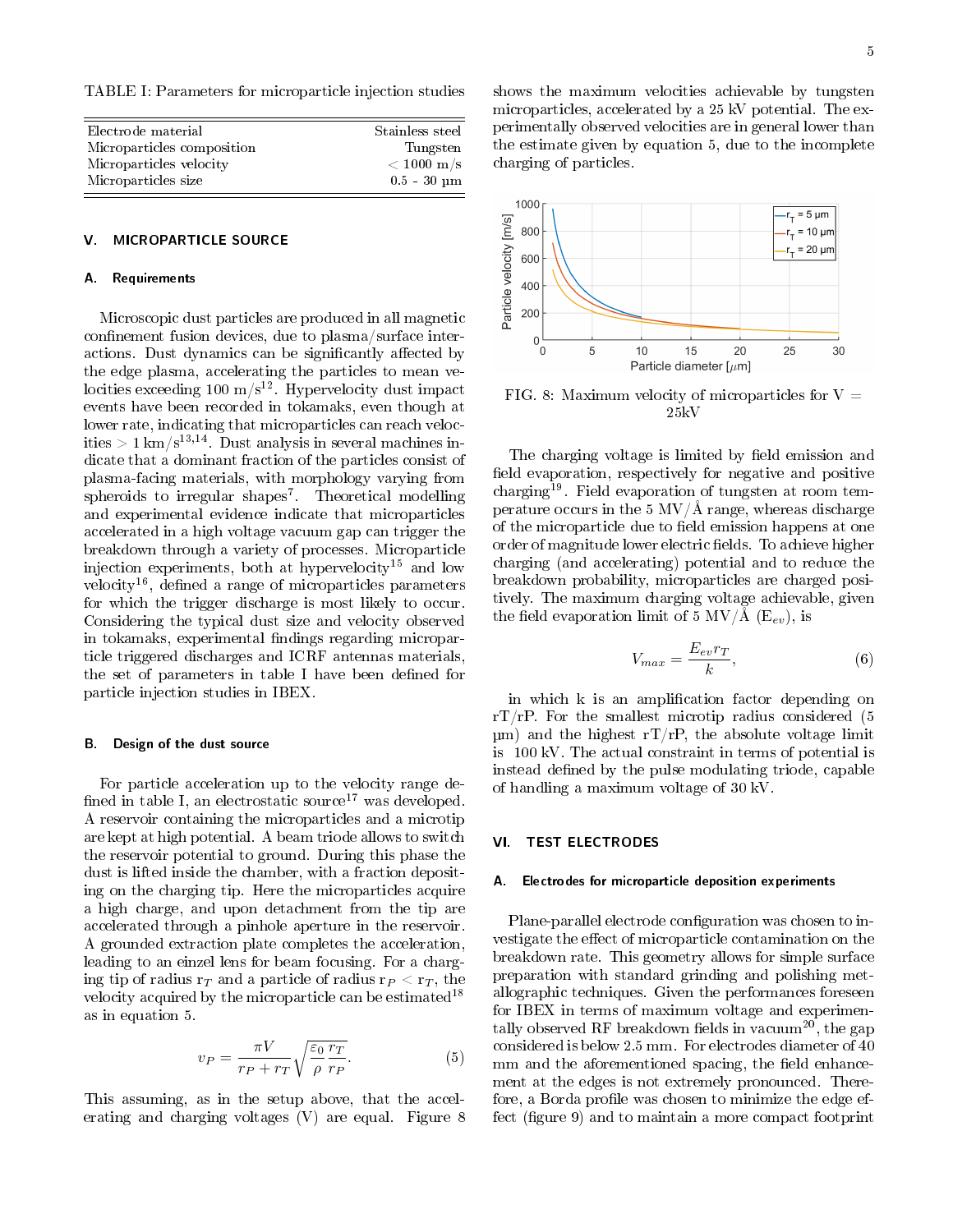TABLE I: Parameters for microparticle injection studies

| | |
|---|---|
| Electrode material | Stainless steel |
| Microparticles composition | Tungsten |
| Microparticles velocity | < 1000 m/s |
| Microparticles size | 0.5 - 30 μm |

## V. MICROPARTICLE SOURCE

### A. Requirements

Microscopic dust particles are produced in all magnetic confinement fusion devices, due to plasma/surface interactions. Dust dynamics can be significantly affected by the edge plasma, accelerating the particles to mean velocities exceeding 100 m/s[12]. Hypervelocity dust impact events have been recorded in tokamaks, even though at lower rate, indicating that microparticles can reach velocities > 1 km/s[13,14]. Dust analysis in several machines indicate that a dominant fraction of the particles consist of plasma-facing materials, with morphology varying from spheroids to irregular shapes[7]. Theoretical modelling and experimental evidence indicate that microparticles accelerated in a high voltage vacuum gap can trigger the breakdown through a variety of processes. Microparticle injection experiments, both at hypervelocity[15] and low velocity[16], defined a range of microparticles parameters for which the trigger discharge is most likely to occur. Considering the typical dust size and velocity observed in tokamaks, experimental findings regarding microparticle triggered discharges and ICRF antennas materials, the set of parameters in table I have been defined for particle injection studies in IBEX.

### B. Design of the dust source

For particle acceleration up to the velocity range defined in table I, an electrostatic source[17] was developed. A reservoir containing the microparticles and a microtip are kept at high potential. A beam triode allows to switch the reservoir potential to ground. During this phase the dust is lifted inside the chamber, with a fraction depositing on the charging tip. Here the microparticles acquire a high charge, and upon detachment from the tip are accelerated through a pinhole aperture in the reservoir. A grounded extraction plate completes the acceleration, leading to an einzel lens for beam focusing. For a charging tip of radius $r_T$ and a particle of radius $r_P < r_T$, the velocity acquired by the microparticle can be estimated[18] as in equation 5.

$$v_P = \frac{\pi V}{r_P + r_T}\sqrt{\frac{\varepsilon_0}{\rho}\frac{r_T}{r_P}}. \tag{5}$$

This assuming, as in the setup above, that the accelerating and charging voltages (V) are equal. Figure 8 shows the maximum velocities achievable by tungsten microparticles, accelerated by a 25 kV potential. The experimentally observed velocities are in general lower than the estimate given by equation 5, due to the incomplete charging of particles.

FIG. 8: Maximum velocity of microparticles for V = 25kV

The charging voltage is limited by field emission and field evaporation, respectively for negative and positive charging[19]. Field evaporation of tungsten at room temperature occurs in the 5 MV/Å range, whereas discharge of the microparticle due to field emission happens at one order of magnitude lower electric fields. To achieve higher charging (and accelerating) potential and to reduce the breakdown probability, microparticles are charged positively. The maximum charging voltage achievable, given the field evaporation limit of 5 MV/Å ($E_{ev}$), is

$$V_{max} = \frac{E_{ev} r_T}{k}, \tag{6}$$

in which k is an amplification factor depending on rT/rP. For the smallest microtip radius considered (5 μm) and the highest rT/rP, the absolute voltage limit is 100 kV. The actual constraint in terms of potential is instead defined by the pulse modulating triode, capable of handling a maximum voltage of 30 kV.

## VI. TEST ELECTRODES

### A. Electrodes for microparticle deposition experiments

Plane-parallel electrode configuration was chosen to investigate the effect of microparticle contamination on the breakdown rate. This geometry allows for simple surface preparation with standard grinding and polishing metallographic techniques. Given the performances foreseen for IBEX in terms of maximum voltage and experimentally observed RF breakdown fields in vacuum[20], the gap considered is below 2.5 mm. For electrodes diameter of 40 mm and the aforementioned spacing, the field enhancement at the edges is not extremely pronounced. Therefore, a Borda profile was chosen to minimize the edge effect (figure 9) and to maintain a more compact footprint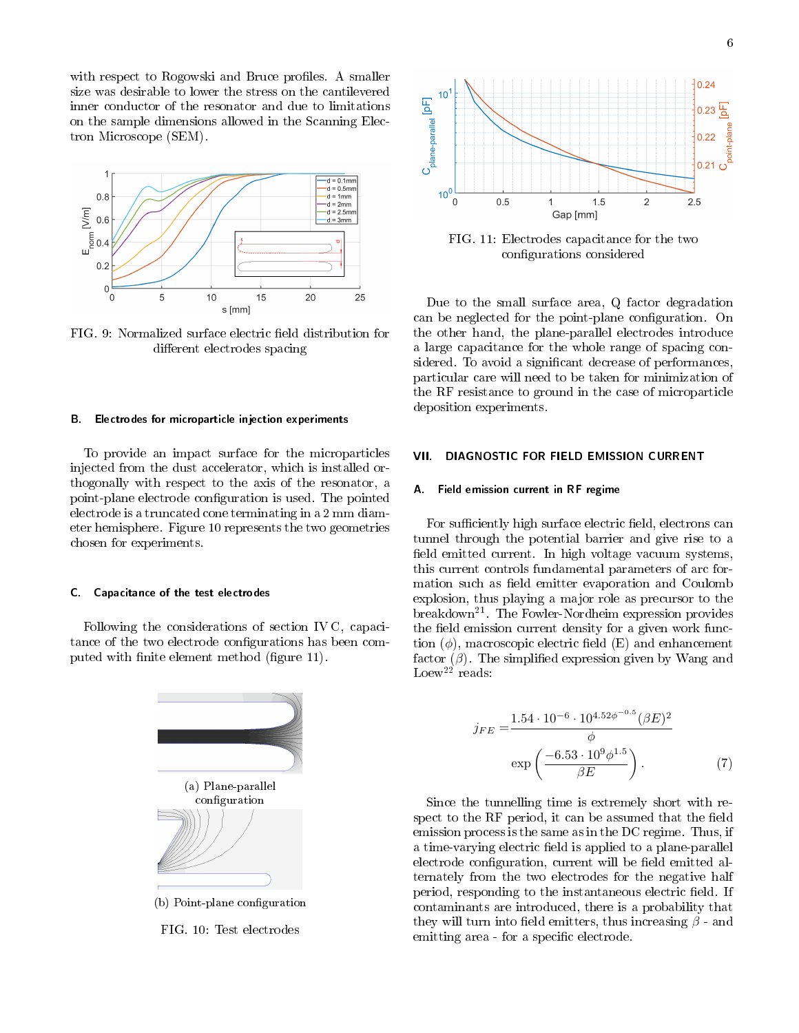with respect to Rogowski and Bruce profiles. A smaller size was desirable to lower the stress on the cantilevered inner conductor of the resonator and due to limitations on the sample dimensions allowed in the Scanning Electron Microscope (SEM).

FIG. 9: Normalized surface electric field distribution for different electrodes spacing

### B. Electrodes for microparticle injection experiments

To provide an impact surface for the microparticles injected from the dust accelerator, which is installed orthogonally with respect to the axis of the resonator, a point-plane electrode configuration is used. The pointed electrode is a truncated cone terminating in a 2 mm diameter hemisphere. Figure 10 represents the two geometries chosen for experiments.

### C. Capacitance of the test electrodes

Following the considerations of section IV C, capacitance of the two electrode configurations has been computed with finite element method (figure 11).

(a) Plane-parallel configuration

(b) Point-plane configuration

FIG. 10: Test electrodes

FIG. 11: Electrodes capacitance for the two configurations considered

Due to the small surface area, Q factor degradation can be neglected for the point-plane configuration. On the other hand, the plane-parallel electrodes introduce a large capacitance for the whole range of spacing considered. To avoid a significant decrease of performances, particular care will need to be taken for minimization of the RF resistance to ground in the case of microparticle deposition experiments.

## VII. DIAGNOSTIC FOR FIELD EMISSION CURRENT

### A. Field emission current in RF regime

For sufficiently high surface electric field, electrons can tunnel through the potential barrier and give rise to a field emitted current. In high voltage vacuum systems, this current controls fundamental parameters of arc formation such as field emitter evaporation and Coulomb explosion, thus playing a major role as precursor to the breakdown[21]. The Fowler-Nordheim expression provides the field emission current density for a given work function ($\phi$), macroscopic electric field (E) and enhancement factor ($\beta$). The simplified expression given by Wang and Loew[22] reads:

$$j_{FE} = \frac{1.54 \cdot 10^{-6} \cdot 10^{4.52\phi^{-0.5}} (\beta E)^2}{\phi} \exp\left(\frac{-6.53 \cdot 10^9 \phi^{1.5}}{\beta E}\right). \qquad (7)$$

Since the tunnelling time is extremely short with respect to the RF period, it can be assumed that the field emission process is the same as in the DC regime. Thus, if a time-varying electric field is applied to a plane-parallel electrode configuration, current will be field emitted alternately from the two electrodes for the negative half period, responding to the instantaneous electric field. If contaminants are introduced, there is a probability that they will turn into field emitters, thus increasing $\beta$ - and emitting area - for a specific electrode.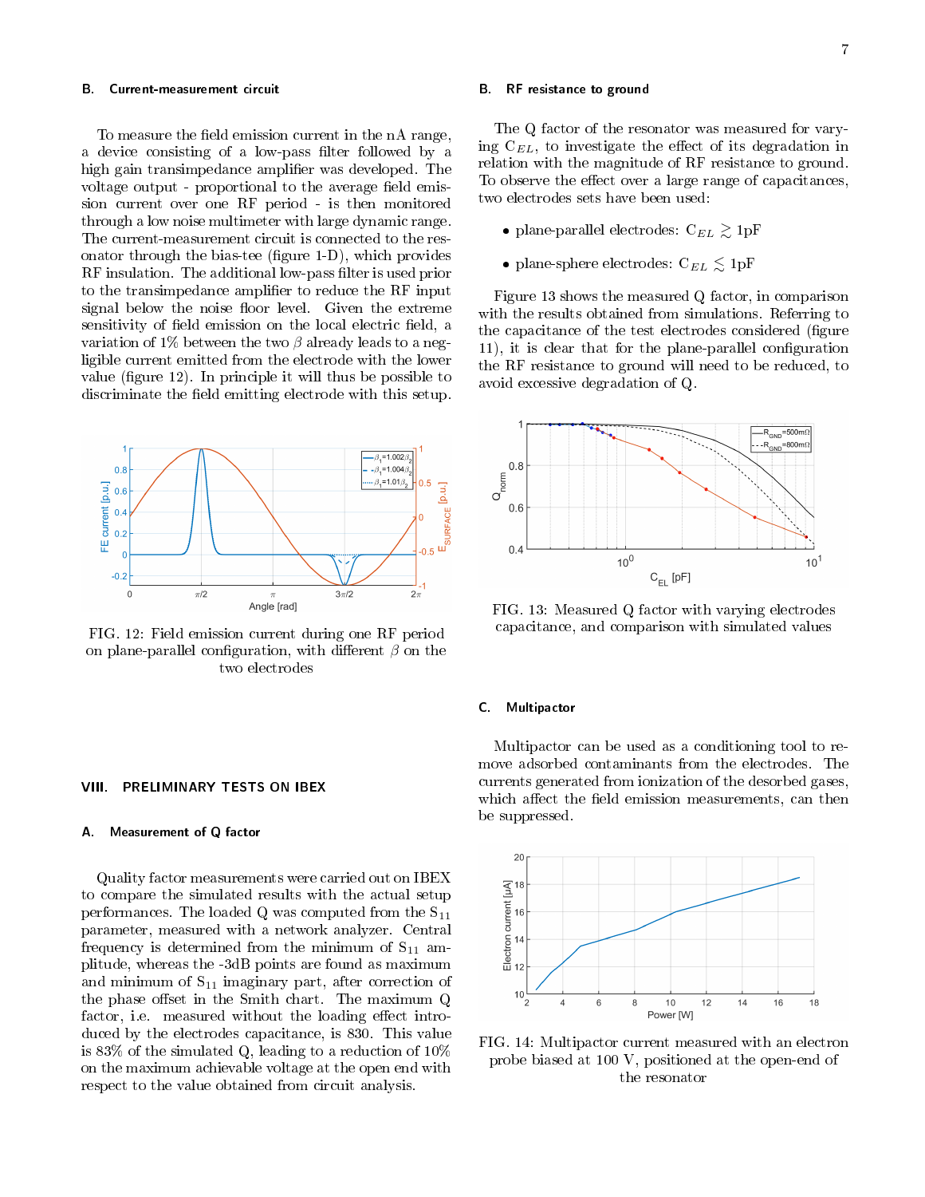### B. Current-measurement circuit

To measure the field emission current in the nA range, a device consisting of a low-pass filter followed by a high gain transimpedance amplifier was developed. The voltage output - proportional to the average field emission current over one RF period - is then monitored through a low noise multimeter with large dynamic range. The current-measurement circuit is connected to the resonator through the bias-tee (figure 1-D), which provides RF insulation. The additional low-pass filter is used prior to the transimpedance amplifier to reduce the RF input signal below the noise floor level. Given the extreme sensitivity of field emission on the local electric field, a variation of 1% between the two $\beta$ already leads to a negligible current emitted from the electrode with the lower value (figure 12). In principle it will thus be possible to discriminate the field emitting electrode with this setup.

FIG. 12: Field emission current during one RF period on plane-parallel configuration, with different $\beta$ on the two electrodes

## VIII. PRELIMINARY TESTS ON IBEX

### A. Measurement of Q factor

Quality factor measurements were carried out on IBEX to compare the simulated results with the actual setup performances. The loaded Q was computed from the $S_{11}$ parameter, measured with a network analyzer. Central frequency is determined from the minimum of $S_{11}$ amplitude, whereas the -3dB points are found as maximum and minimum of $S_{11}$ imaginary part, after correction of the phase offset in the Smith chart. The maximum Q factor, i.e. measured without the loading effect introduced by the electrodes capacitance, is 830. This value is 83% of the simulated Q, leading to a reduction of 10% on the maximum achievable voltage at the open end with respect to the value obtained from circuit analysis.

### B. RF resistance to ground

The Q factor of the resonator was measured for varying $C_{EL}$, to investigate the effect of its degradation in relation with the magnitude of RF resistance to ground. To observe the effect over a large range of capacitances, two electrodes sets have been used:

- plane-parallel electrodes: $C_{EL} \gtrsim 1$pF
- plane-sphere electrodes: $C_{EL} \lesssim 1$pF

Figure 13 shows the measured Q factor, in comparison with the results obtained from simulations. Referring to the capacitance of the test electrodes considered (figure 11), it is clear that for the plane-parallel configuration the RF resistance to ground will need to be reduced, to avoid excessive degradation of Q.

FIG. 13: Measured Q factor with varying electrodes capacitance, and comparison with simulated values

### C. Multipactor

Multipactor can be used as a conditioning tool to remove adsorbed contaminants from the electrodes. The currents generated from ionization of the desorbed gases, which affect the field emission measurements, can then be suppressed.

FIG. 14: Multipactor current measured with an electron probe biased at 100 V, positioned at the open-end of the resonator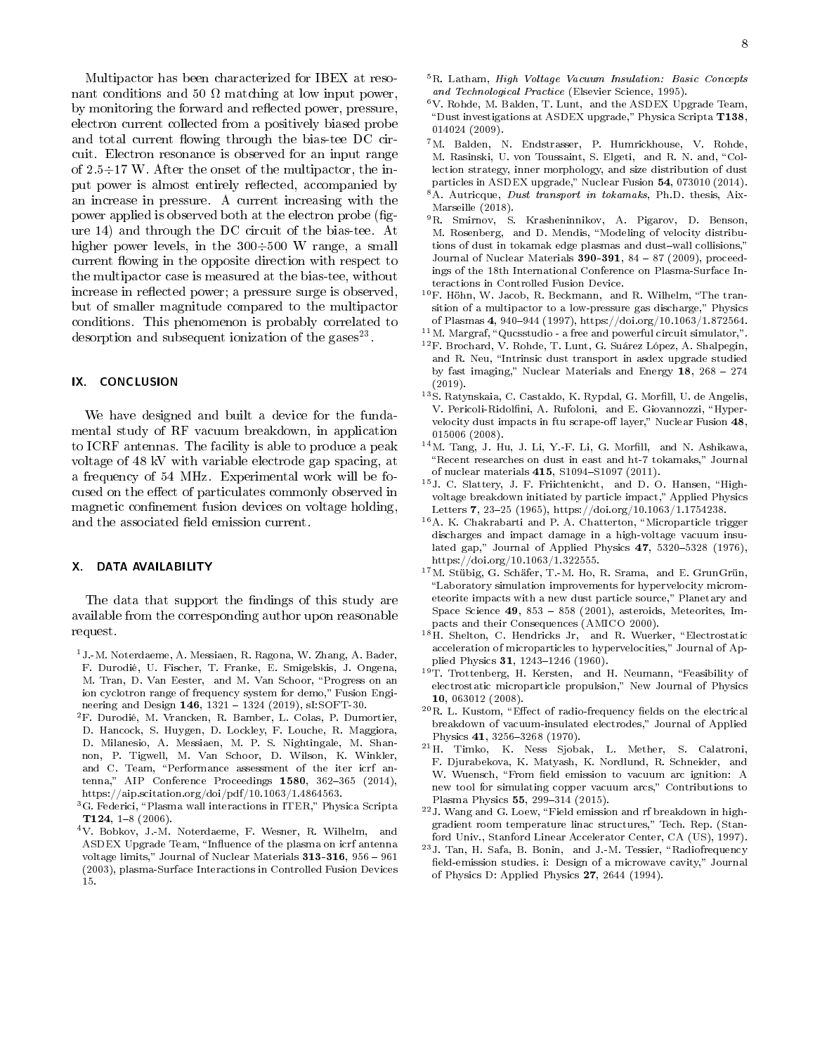Multipactor has been characterized for IBEX at resonant conditions and 50 Ω matching at low input power, by monitoring the forward and reflected power, pressure, electron current collected from a positively biased probe and total current flowing through the bias-tee DC circuit. Electron resonance is observed for an input range of 2.5÷17 W. After the onset of the multipactor, the input power is almost entirely reflected, accompanied by an increase in pressure. A current increasing with the power applied is observed both at the electron probe (figure 14) and through the DC circuit of the bias-tee. At higher power levels, in the 300÷500 W range, a small current flowing in the opposite direction with respect to the multipactor case is measured at the bias-tee, without increase in reflected power; a pressure surge is observed, but of smaller magnitude compared to the multipactor conditions. This phenomenon is probably correlated to desorption and subsequent ionization of the gases[23].

## IX. CONCLUSION

We have designed and built a device for the fundamental study of RF vacuum breakdown, in application to ICRF antennas. The facility is able to produce a peak voltage of 48 kV with variable electrode gap spacing, at a frequency of 54 MHz. Experimental work will be focused on the effect of particulates commonly observed in magnetic confinement fusion devices on voltage holding, and the associated field emission current.

## X. DATA AVAILABILITY

The data that support the findings of this study are available from the corresponding author upon reasonable request.

[1] J.-M. Noterdaeme, A. Messiaen, R. Ragona, W. Zhang, A. Bader, F. Durodié, U. Fischer, T. Franke, E. Smigelskis, J. Ongena, M. Tran, D. Van Eester, and M. Van Schoor, "Progress on an ion cyclotron range of frequency system for demo," Fusion Engineering and Design **146**, 1321 – 1324 (2019), sI:SOFT-30.

[2] F. Durodié, M. Vrancken, R. Bamber, L. Colas, P. Dumortier, D. Hancock, S. Huygen, D. Lockley, F. Louche, R. Maggiora, D. Milanesio, A. Messiaen, M. P. S. Nightingale, M. Shannon, P. Tigwell, M. Van Schoor, D. Wilson, K. Winkler, and C. Team, "Performance assessment of the iter icrf antenna," AIP Conference Proceedings **1580**, 362–365 (2014), https://aip.scitation.org/doi/pdf/10.1063/1.4864563.

[3] G. Federici, "Plasma wall interactions in ITER," Physica Scripta **T124**, 1–8 (2006).

[4] V. Bobkov, J.-M. Noterdaeme, F. Wesner, R. Wilhelm, and ASDEX Upgrade Team, "Influence of the plasma on icrf antenna voltage limits," Journal of Nuclear Materials **313-316**, 956 – 961 (2003), plasma-Surface Interactions in Controlled Fusion Devices 15.

[5] R. Latham, *High Voltage Vacuum Insulation: Basic Concepts and Technological Practice* (Elsevier Science, 1995).

[6] V. Rohde, M. Balden, T. Lunt, and the ASDEX Upgrade Team, "Dust investigations at ASDEX upgrade," Physica Scripta **T138**, 014024 (2009).

[7] M. Balden, N. Endstrasser, P. Humrickhouse, V. Rohde, M. Rasinski, U. von Toussaint, S. Elgeti, and R. N. and, "Collection strategy, inner morphology, and size distribution of dust particles in ASDEX upgrade," Nuclear Fusion **54**, 073010 (2014).

[8] A. Autricque, *Dust transport in tokamaks*, Ph.D. thesis, Aix-Marseille (2018).

[9] R. Smirnov, S. Krasheninnikov, A. Pigarov, D. Benson, M. Rosenberg, and D. Mendis, "Modeling of velocity distributions of dust in tokamak edge plasmas and dust–wall collisions," Journal of Nuclear Materials **390-391**, 84 – 87 (2009), proceedings of the 18th International Conference on Plasma-Surface Interactions in Controlled Fusion Device.

[10] F. Höhn, W. Jacob, R. Beckmann, and R. Wilhelm, "The transition of a multipactor to a low-pressure gas discharge," Physics of Plasmas **4**, 940–944 (1997), https://doi.org/10.1063/1.872564.

[11] M. Margraf, "Qucsstudio - a free and powerful circuit simulator,".

[12] F. Brochard, V. Rohde, T. Lunt, G. Suárez López, A. Shalpegin, and R. Neu, "Intrinsic dust transport in asdex upgrade studied by fast imaging," Nuclear Materials and Energy **18**, 268 – 274 (2019).

[13] S. Ratynskaia, C. Castaldo, K. Rypdal, G. Morfill, U. de Angelis, V. Pericoli-Ridolfini, A. Rufoloni, and E. Giovannozzi, "Hypervelocity dust impacts in ftu scrape-off layer," Nuclear Fusion **48**, 015006 (2008).

[14] M. Tang, J. Hu, J. Li, Y.-F. Li, G. Morfill, and N. Ashikawa, "Recent researches on dust in east and ht-7 tokamaks," Journal of nuclear materials **415**, S1094–S1097 (2011).

[15] J. C. Slattery, J. F. Friichtenicht, and D. O. Hansen, "High-voltage breakdown initiated by particle impact," Applied Physics Letters **7**, 23–25 (1965), https://doi.org/10.1063/1.1754238.

[16] A. K. Chakrabarti and P. A. Chatterton, "Microparticle trigger discharges and impact damage in a high-voltage vacuum insulated gap," Journal of Applied Physics **47**, 5320–5328 (1976), https://doi.org/10.1063/1.322555.

[17] M. Stübig, G. Schäfer, T.-M. Ho, R. Srama, and E. GrunGrün, "Laboratory simulation improvements for hypervelocity micrometeorite impacts with a new dust particle source," Planetary and Space Science **49**, 853 – 858 (2001), asteroids, Meteorites, Impacts and their Consequences (AMICO 2000).

[18] H. Shelton, C. Hendricks Jr, and R. Wuerker, "Electrostatic acceleration of microparticles to hypervelocities," Journal of Applied Physics **31**, 1243–1246 (1960).

[19] T. Trottenberg, H. Kersten, and H. Neumann, "Feasibility of electrostatic microparticle propulsion," New Journal of Physics **10**, 063012 (2008).

[20] R. L. Kustom, "Effect of radio-frequency fields on the electrical breakdown of vacuum-insulated electrodes," Journal of Applied Physics **41**, 3256–3268 (1970).

[21] H. Timko, K. Ness Sjobak, L. Mether, S. Calatroni, F. Djurabekova, K. Matyash, K. Nordlund, R. Schneider, and W. Wuensch, "From field emission to vacuum arc ignition: A new tool for simulating copper vacuum arcs," Contributions to Plasma Physics **55**, 299–314 (2015).

[22] J. Wang and G. Loew, "Field emission and rf breakdown in high-gradient room temperature linac structures," Tech. Rep. (Stanford Univ., Stanford Linear Accelerator Center, CA (US), 1997).

[23] J. Tan, H. Safa, B. Bonin, and J.-M. Tessier, "Radiofrequency field-emission studies. i: Design of a microwave cavity," Journal of Physics D: Applied Physics **27**, 2644 (1994).